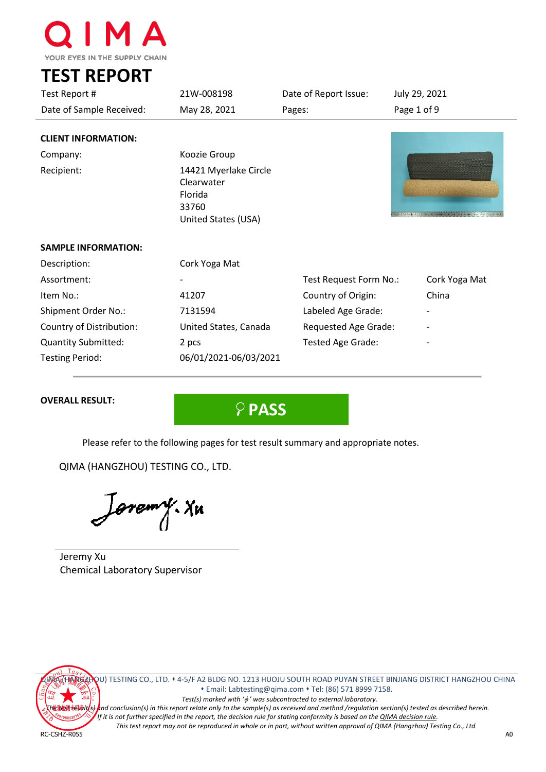QIMA

YOUR EYES IN THE SUPPLY CHAIN

# TEST REPORT

| | | | |
|---|---|---|---|
| Test Report # | 21W-008198 | Date of Report Issue: | July 29, 2021 |
| Date of Sample Received: | May 28, 2021 | Pages: | Page 1 of 9 |

## CLIENT INFORMATION:

| | |
|---|---|
| Company: | Koozie Group |
| Recipient: | 14421 Myerlake Circle<br>Clearwater<br>Florida<br>33760<br>United States (USA) |

## SAMPLE INFORMATION:

| | | | |
|---|---|---|---|
| Description: | Cork Yoga Mat | | |
| Assortment: | - | Test Request Form No.: | Cork Yoga Mat |
| Item No.: | 41207 | Country of Origin: | China |
| Shipment Order No.: | 7131594 | Labeled Age Grade: | - |
| Country of Distribution: | United States, Canada | Requested Age Grade: | - |
| Quantity Submitted: | 2 pcs | Tested Age Grade: | - |
| Testing Period: | 06/01/2021-06/03/2021 | | |

**OVERALL RESULT:** **PASS**

Please refer to the following pages for test result summary and appropriate notes.

QIMA (HANGZHOU) TESTING CO., LTD.

Jeremy Xu
Chemical Laboratory Supervisor

QIMA (HANGZHOU) TESTING CO., LTD. • 4-5/F A2 BLDG NO. 1213 HUOJU SOUTH ROAD PUYAN STREET BINJIANG DISTRICT HANGZHOU CHINA
• Email: Labtesting@qima.com • Tel: (86) 571 8999 7158.

*Test(s) marked with 'ϕ' was subcontracted to external laboratory.*
*The test result(s) and conclusion(s) in this report relate only to the sample(s) as received and method /regulation section(s) tested as described herein.*
*If it is not further specified in the report, the decision rule for stating conformity is based on the QIMA decision rule.*
*This test report may not be reproduced in whole or in part, without written approval of QIMA (Hangzhou) Testing Co., Ltd.*

RC-CSHZ-R055 A0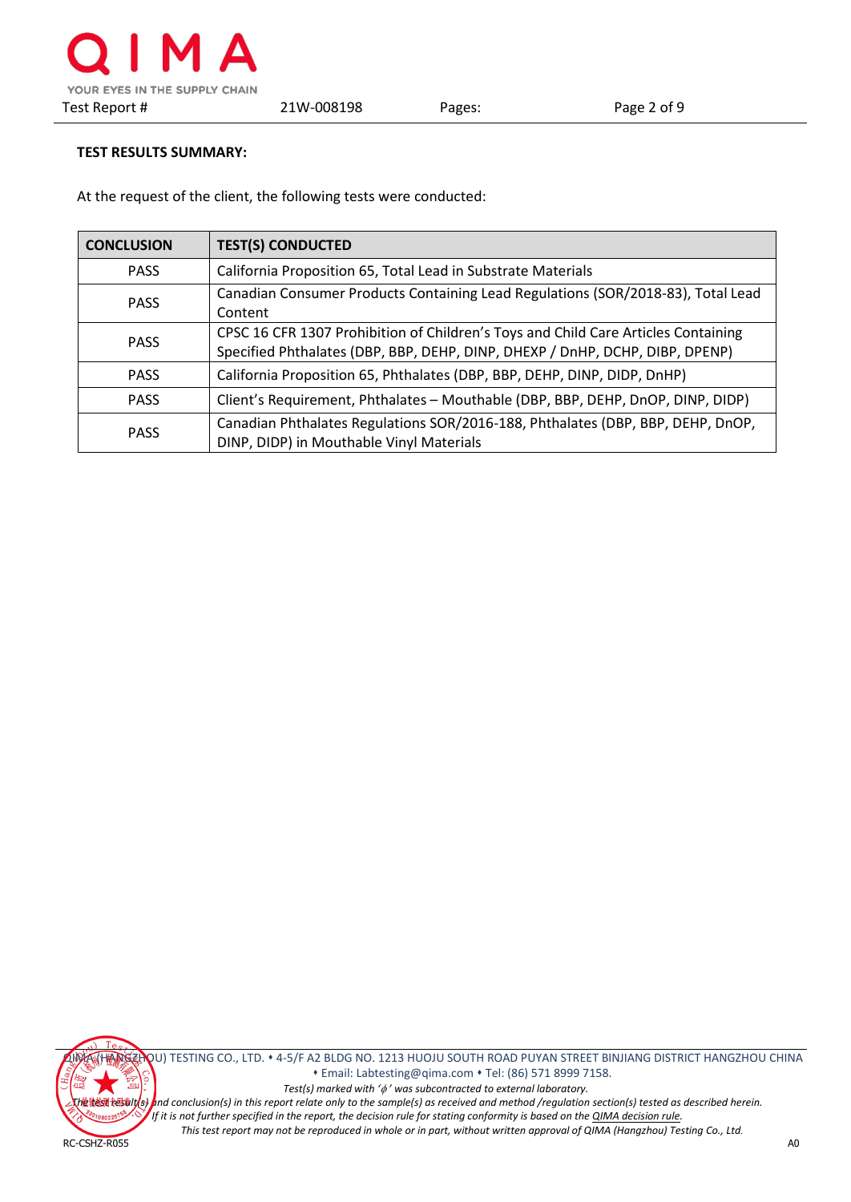**TEST RESULTS SUMMARY:**

At the request of the client, the following tests were conducted:

| CONCLUSION | TEST(S) CONDUCTED |
|---|---|
| PASS | California Proposition 65, Total Lead in Substrate Materials |
| PASS | Canadian Consumer Products Containing Lead Regulations (SOR/2018-83), Total Lead Content |
| PASS | CPSC 16 CFR 1307 Prohibition of Children's Toys and Child Care Articles Containing Specified Phthalates (DBP, BBP, DEHP, DINP, DHEXP / DnHP, DCHP, DIBP, DPENP) |
| PASS | California Proposition 65, Phthalates (DBP, BBP, DEHP, DINP, DIDP, DnHP) |
| PASS | Client's Requirement, Phthalates – Mouthable (DBP, BBP, DEHP, DnOP, DINP, DIDP) |
| PASS | Canadian Phthalates Regulations SOR/2016-188, Phthalates (DBP, BBP, DEHP, DnOP, DINP, DIDP) in Mouthable Vinyl Materials |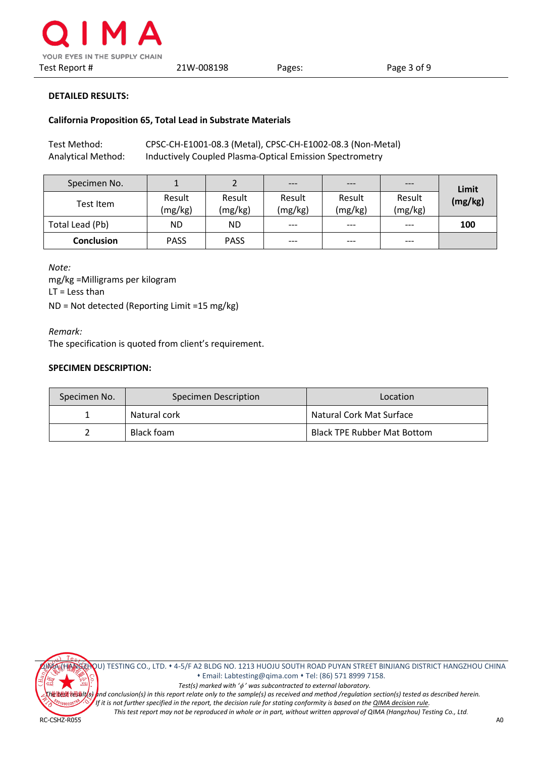**DETAILED RESULTS:**

**California Proposition 65, Total Lead in Substrate Materials**

Test Method: CPSC-CH-E1001-08.3 (Metal), CPSC-CH-E1002-08.3 (Non-Metal)
Analytical Method: Inductively Coupled Plasma-Optical Emission Spectrometry

| Specimen No. | 1 | 2 | --- | --- | --- | **Limit (mg/kg)** |
|---|---|---|---|---|---|---|
| Test Item | Result (mg/kg) | Result (mg/kg) | Result (mg/kg) | Result (mg/kg) | Result (mg/kg) | |
| Total Lead (Pb) | ND | ND | --- | --- | --- | **100** |
| **Conclusion** | PASS | PASS | --- | --- | --- | |

*Note:*
mg/kg =Milligrams per kilogram
LT = Less than
ND = Not detected (Reporting Limit =15 mg/kg)

*Remark:*
The specification is quoted from client's requirement.

**SPECIMEN DESCRIPTION:**

| Specimen No. | Specimen Description | Location |
|---|---|---|
| 1 | Natural cork | Natural Cork Mat Surface |
| 2 | Black foam | Black TPE Rubber Mat Bottom |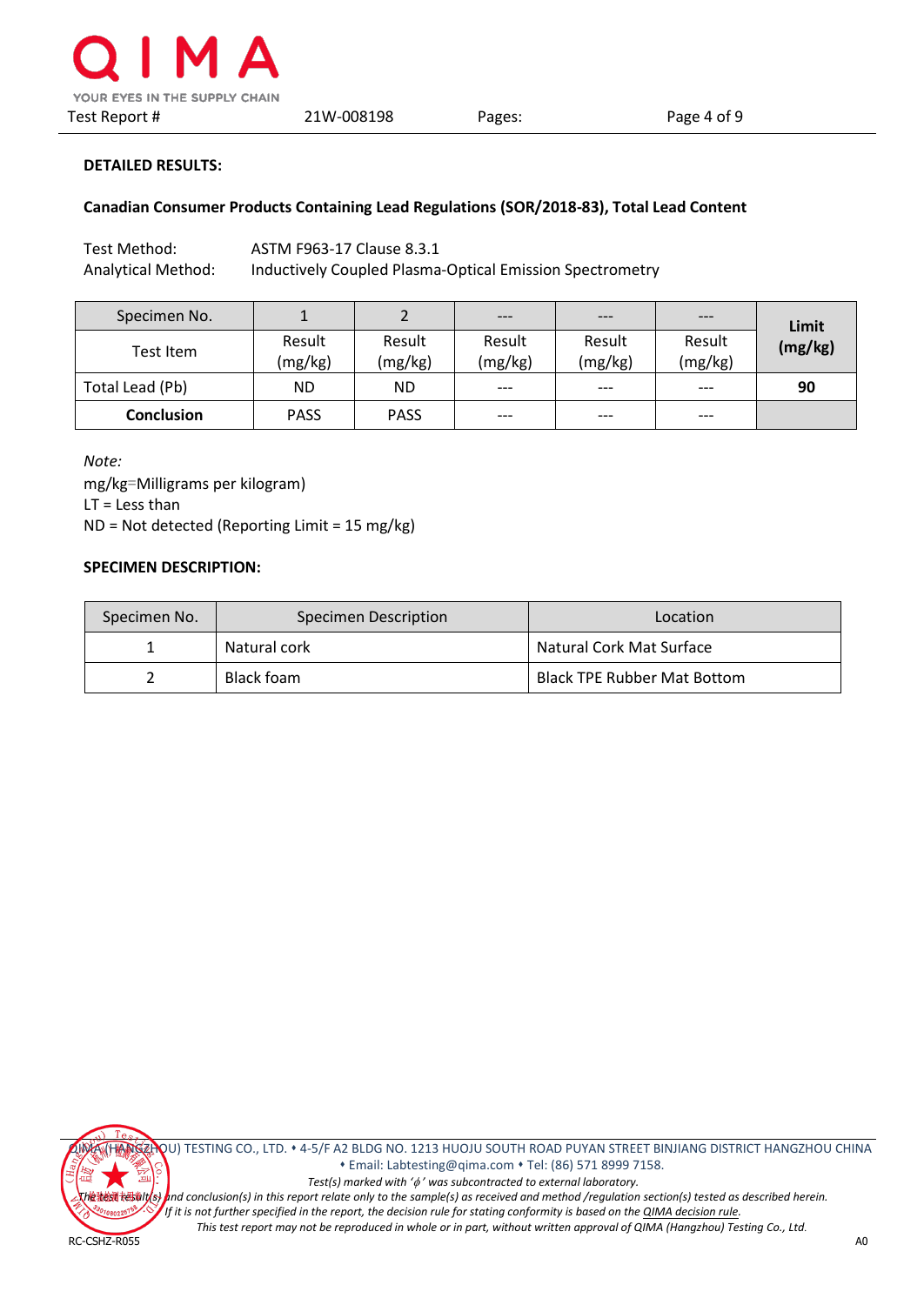**DETAILED RESULTS:**

**Canadian Consumer Products Containing Lead Regulations (SOR/2018-83), Total Lead Content**

Test Method: ASTM F963-17 Clause 8.3.1
Analytical Method: Inductively Coupled Plasma-Optical Emission Spectrometry

| Specimen No. | 1 | 2 | --- | --- | --- | **Limit (mg/kg)** |
|---|---|---|---|---|---|---|
| Test Item | Result (mg/kg) | Result (mg/kg) | Result (mg/kg) | Result (mg/kg) | Result (mg/kg) | |
| Total Lead (Pb) | ND | ND | --- | --- | --- | **90** |
| **Conclusion** | PASS | PASS | --- | --- | --- | |

*Note:*
mg/kg=Milligrams per kilogram)
LT = Less than
ND = Not detected (Reporting Limit = 15 mg/kg)

**SPECIMEN DESCRIPTION:**

| Specimen No. | Specimen Description | Location |
|---|---|---|
| 1 | Natural cork | Natural Cork Mat Surface |
| 2 | Black foam | Black TPE Rubber Mat Bottom |

QIMA (HANGZHOU) TESTING CO., LTD. • 4-5/F A2 BLDG NO. 1213 HUOJU SOUTH ROAD PUYAN STREET BINJIANG DISTRICT HANGZHOU CHINA
• Email: Labtesting@qima.com • Tel: (86) 571 8999 7158.
*Test(s) marked with 'ϕ' was subcontracted to external laboratory.*
*The test result(s) and conclusion(s) in this report relate only to the sample(s) as received and method /regulation section(s) tested as described herein.*
*If it is not further specified in the report, the decision rule for stating conformity is based on the QIMA decision rule.*
*This test report may not be reproduced in whole or in part, without written approval of QIMA (Hangzhou) Testing Co., Ltd.*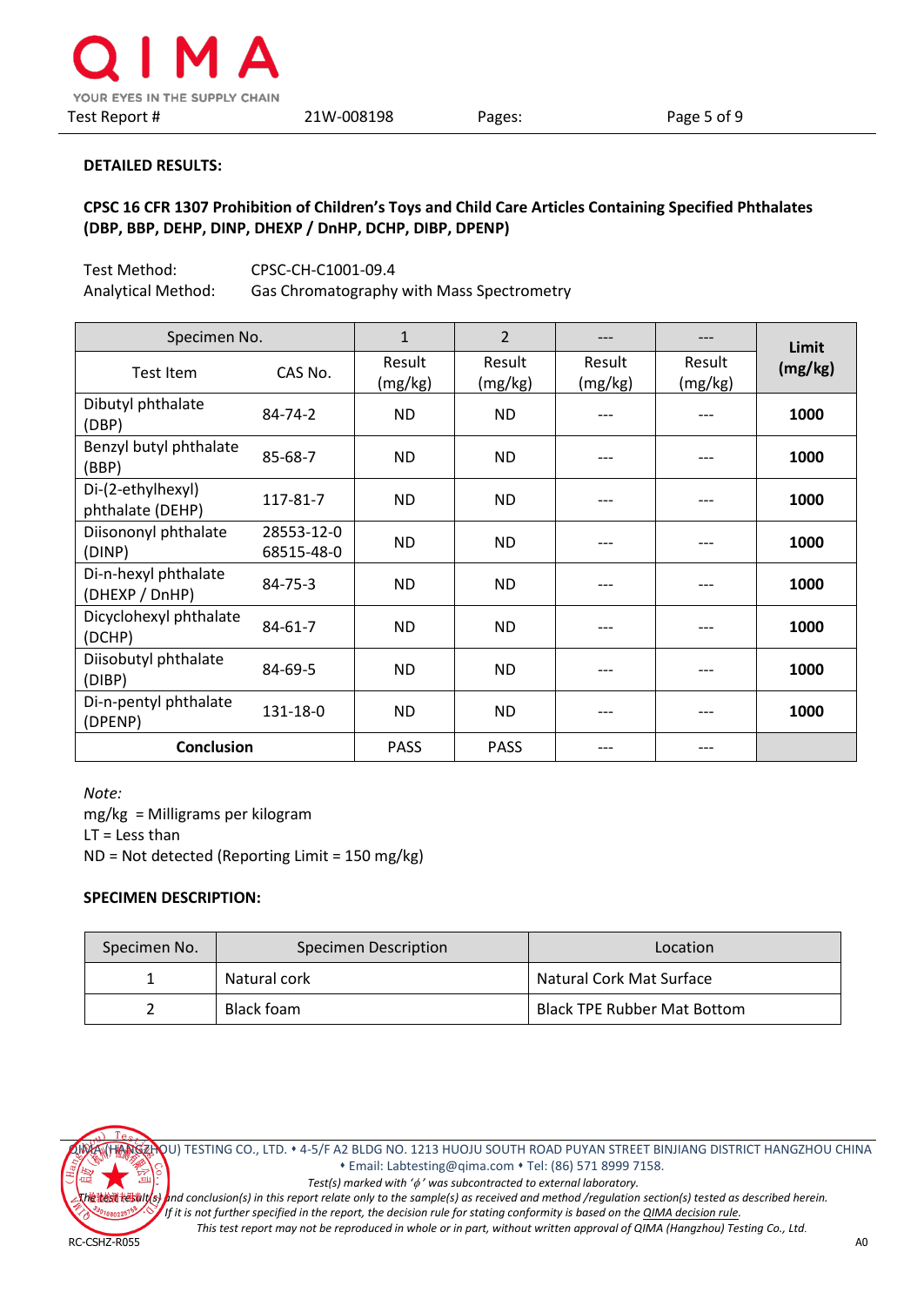**DETAILED RESULTS:**

**CPSC 16 CFR 1307 Prohibition of Children's Toys and Child Care Articles Containing Specified Phthalates (DBP, BBP, DEHP, DINP, DHEXP / DnHP, DCHP, DIBP, DPENP)**

Test Method: CPSC-CH-C1001-09.4
Analytical Method: Gas Chromatography with Mass Spectrometry

| Specimen No. | | 1 | 2 | --- | --- | **Limit (mg/kg)** |
|---|---|---|---|---|---|---|
| Test Item | CAS No. | Result (mg/kg) | Result (mg/kg) | Result (mg/kg) | Result (mg/kg) | |
| Dibutyl phthalate (DBP) | 84-74-2 | ND | ND | --- | --- | **1000** |
| Benzyl butyl phthalate (BBP) | 85-68-7 | ND | ND | --- | --- | **1000** |
| Di-(2-ethylhexyl) phthalate (DEHP) | 117-81-7 | ND | ND | --- | --- | **1000** |
| Diisononyl phthalate (DINP) | 28553-12-0 68515-48-0 | ND | ND | --- | --- | **1000** |
| Di-n-hexyl phthalate (DHEXP / DnHP) | 84-75-3 | ND | ND | --- | --- | **1000** |
| Dicyclohexyl phthalate (DCHP) | 84-61-7 | ND | ND | --- | --- | **1000** |
| Diisobutyl phthalate (DIBP) | 84-69-5 | ND | ND | --- | --- | **1000** |
| Di-n-pentyl phthalate (DPENP) | 131-18-0 | ND | ND | --- | --- | **1000** |
| **Conclusion** | | PASS | PASS | --- | --- | |

*Note:*
mg/kg = Milligrams per kilogram
LT = Less than
ND = Not detected (Reporting Limit = 150 mg/kg)

**SPECIMEN DESCRIPTION:**

| Specimen No. | Specimen Description | Location |
|---|---|---|
| 1 | Natural cork | Natural Cork Mat Surface |
| 2 | Black foam | Black TPE Rubber Mat Bottom |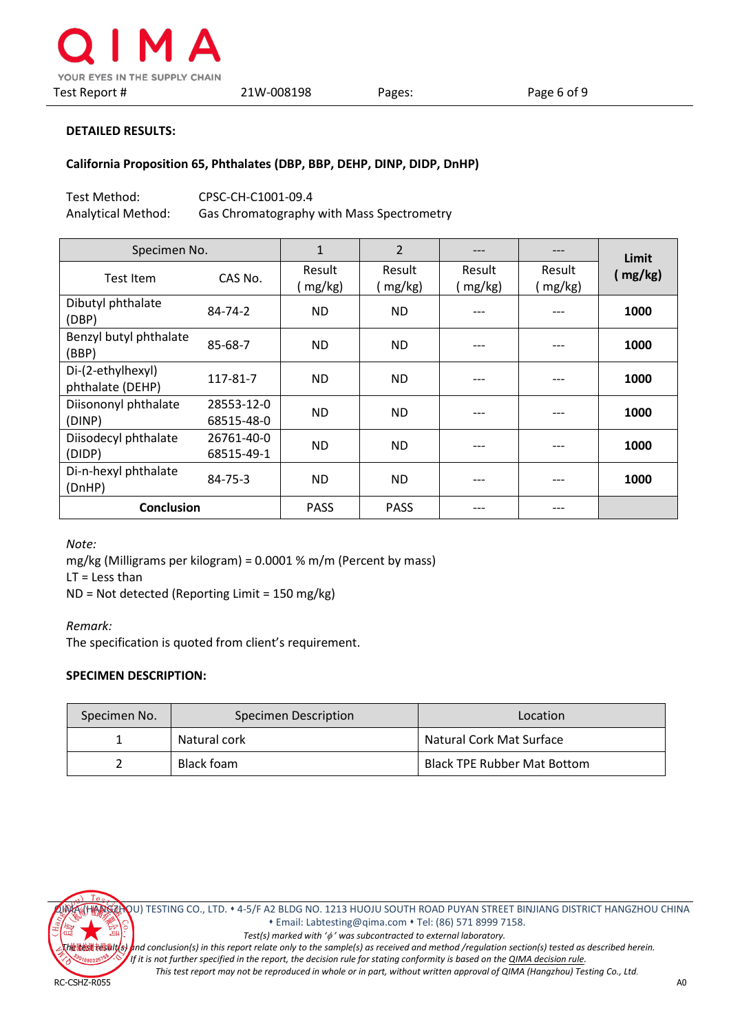**DETAILED RESULTS:**

**California Proposition 65, Phthalates (DBP, BBP, DEHP, DINP, DIDP, DnHP)**

Test Method: CPSC-CH-C1001-09.4
Analytical Method: Gas Chromatography with Mass Spectrometry

| Specimen No. | | 1 | 2 | --- | --- | **Limit ( mg/kg)** |
|---|---|---|---|---|---|---|
| Test Item | CAS No. | Result ( mg/kg) | Result ( mg/kg) | Result ( mg/kg) | Result ( mg/kg) | |
| Dibutyl phthalate (DBP) | 84-74-2 | ND | ND | --- | --- | **1000** |
| Benzyl butyl phthalate (BBP) | 85-68-7 | ND | ND | --- | --- | **1000** |
| Di-(2-ethylhexyl) phthalate (DEHP) | 117-81-7 | ND | ND | --- | --- | **1000** |
| Diisononyl phthalate (DINP) | 28553-12-0 68515-48-0 | ND | ND | --- | --- | **1000** |
| Diisodecyl phthalate (DIDP) | 26761-40-0 68515-49-1 | ND | ND | --- | --- | **1000** |
| Di-n-hexyl phthalate (DnHP) | 84-75-3 | ND | ND | --- | --- | **1000** |
| **Conclusion** | | PASS | PASS | --- | --- | |

*Note:*
mg/kg (Milligrams per kilogram) = 0.0001 % m/m (Percent by mass)
LT = Less than
ND = Not detected (Reporting Limit = 150 mg/kg)

*Remark:*
The specification is quoted from client's requirement.

**SPECIMEN DESCRIPTION:**

| Specimen No. | Specimen Description | Location |
|---|---|---|
| 1 | Natural cork | Natural Cork Mat Surface |
| 2 | Black foam | Black TPE Rubber Mat Bottom |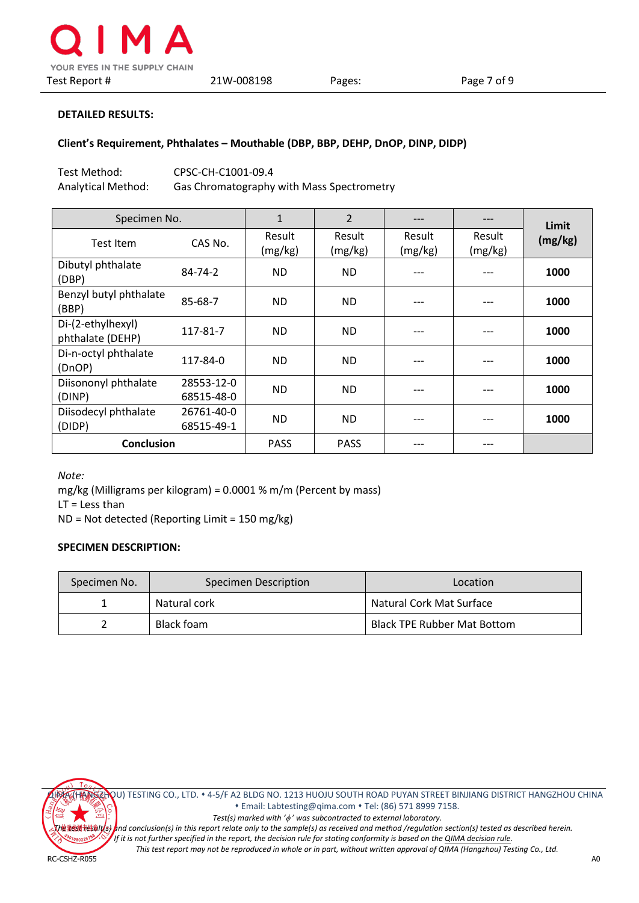**DETAILED RESULTS:**

**Client's Requirement, Phthalates – Mouthable (DBP, BBP, DEHP, DnOP, DINP, DIDP)**

Test Method: CPSC-CH-C1001-09.4
Analytical Method: Gas Chromatography with Mass Spectrometry

| Specimen No. | | 1 | 2 | --- | --- | **Limit (mg/kg)** |
|---|---|---|---|---|---|---|
| Test Item | CAS No. | Result (mg/kg) | Result (mg/kg) | Result (mg/kg) | Result (mg/kg) | |
| Dibutyl phthalate (DBP) | 84-74-2 | ND | ND | --- | --- | **1000** |
| Benzyl butyl phthalate (BBP) | 85-68-7 | ND | ND | --- | --- | **1000** |
| Di-(2-ethylhexyl) phthalate (DEHP) | 117-81-7 | ND | ND | --- | --- | **1000** |
| Di-n-octyl phthalate (DnOP) | 117-84-0 | ND | ND | --- | --- | **1000** |
| Diisononyl phthalate (DINP) | 28553-12-0 68515-48-0 | ND | ND | --- | --- | **1000** |
| Diisodecyl phthalate (DIDP) | 26761-40-0 68515-49-1 | ND | ND | --- | --- | **1000** |
| **Conclusion** | | PASS | PASS | --- | --- | |

*Note:*
mg/kg (Milligrams per kilogram) = 0.0001 % m/m (Percent by mass)
LT = Less than
ND = Not detected (Reporting Limit = 150 mg/kg)

**SPECIMEN DESCRIPTION:**

| Specimen No. | Specimen Description | Location |
|---|---|---|
| 1 | Natural cork | Natural Cork Mat Surface |
| 2 | Black foam | Black TPE Rubber Mat Bottom |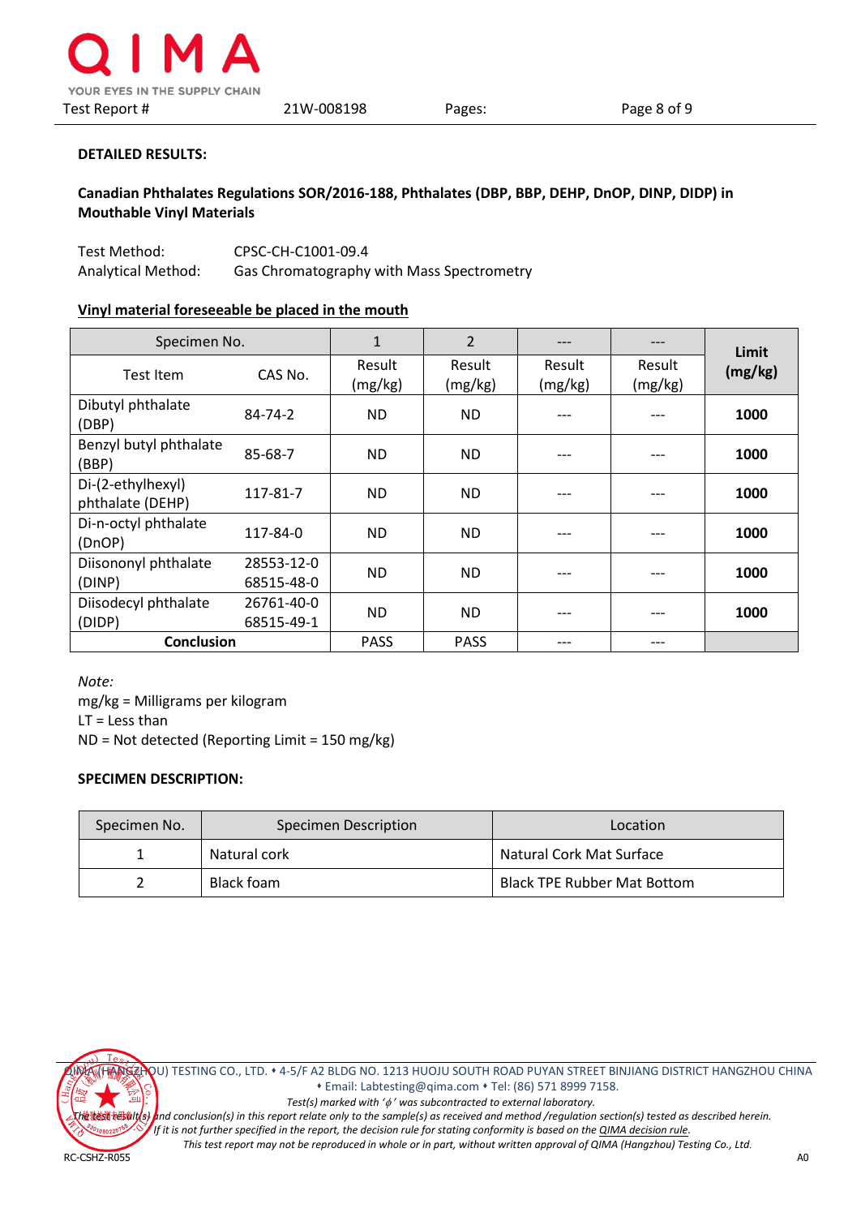**DETAILED RESULTS:**

**Canadian Phthalates Regulations SOR/2016-188, Phthalates (DBP, BBP, DEHP, DnOP, DINP, DIDP) in Mouthable Vinyl Materials**

Test Method: CPSC-CH-C1001-09.4
Analytical Method: Gas Chromatography with Mass Spectrometry

**Vinyl material foreseeable be placed in the mouth**

| Specimen No. | | 1 | 2 | --- | --- | **Limit (mg/kg)** |
|---|---|---|---|---|---|---|
| Test Item | CAS No. | Result (mg/kg) | Result (mg/kg) | Result (mg/kg) | Result (mg/kg) | |
| Dibutyl phthalate (DBP) | 84-74-2 | ND | ND | --- | --- | **1000** |
| Benzyl butyl phthalate (BBP) | 85-68-7 | ND | ND | --- | --- | **1000** |
| Di-(2-ethylhexyl) phthalate (DEHP) | 117-81-7 | ND | ND | --- | --- | **1000** |
| Di-n-octyl phthalate (DnOP) | 117-84-0 | ND | ND | --- | --- | **1000** |
| Diisononyl phthalate (DINP) | 28553-12-0 68515-48-0 | ND | ND | --- | --- | **1000** |
| Diisodecyl phthalate (DIDP) | 26761-40-0 68515-49-1 | ND | ND | --- | --- | **1000** |
| **Conclusion** | | PASS | PASS | --- | --- | |

*Note:*
mg/kg = Milligrams per kilogram
LT = Less than
ND = Not detected (Reporting Limit = 150 mg/kg)

**SPECIMEN DESCRIPTION:**

| Specimen No. | Specimen Description | Location |
|---|---|---|
| 1 | Natural cork | Natural Cork Mat Surface |
| 2 | Black foam | Black TPE Rubber Mat Bottom |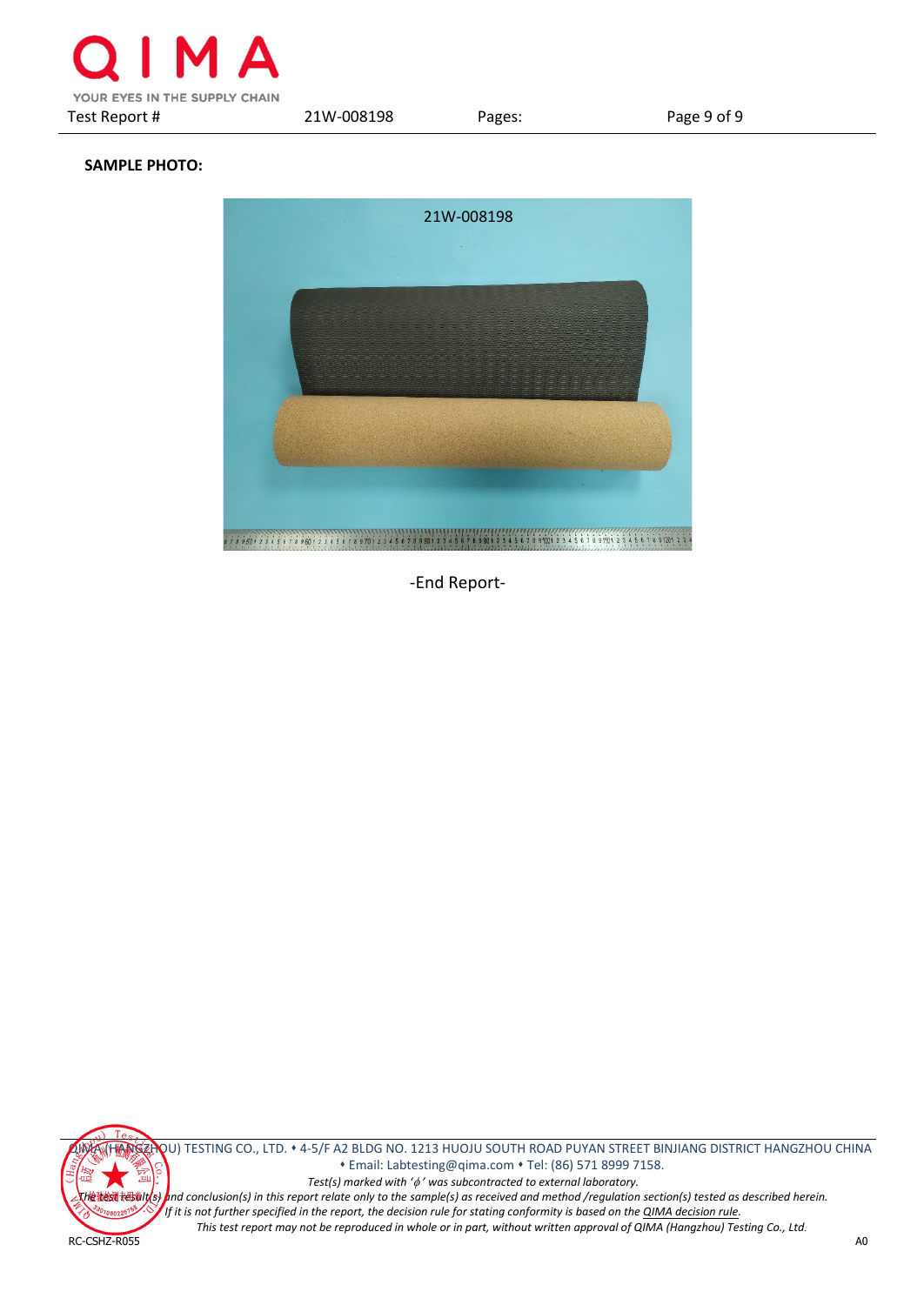**SAMPLE PHOTO:**

-End Report-